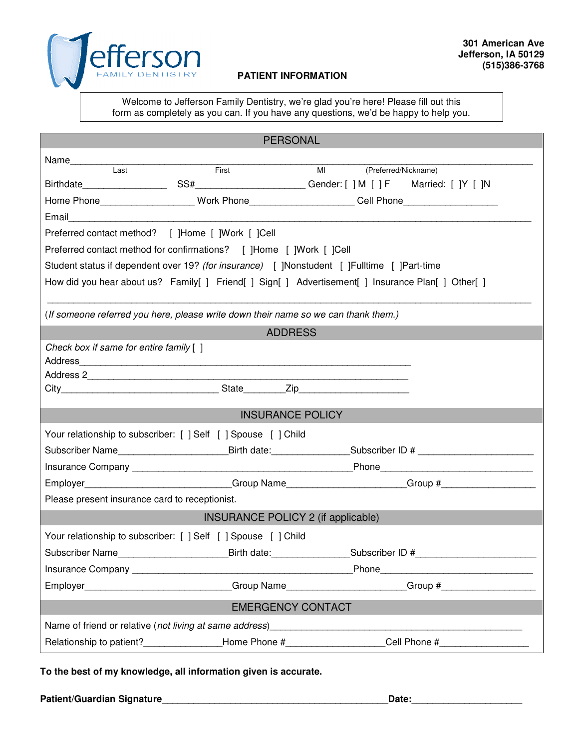Jefferson
FAMILY DENTISTRY

**301 American Ave**
**Jefferson, IA 50129**
**(515)386-3768**

**PATIENT INFORMATION**

Welcome to Jefferson Family Dentistry, we're glad you're here! Please fill out this form as completely as you can. If you have any questions, we'd be happy to help you.

## PERSONAL

Name_____________________________________________________________________________________
Last                    First                    MI                    (Preferred/Nickname)

Birthdate________________ SS#____________________ Gender: [ ] M [ ] F Married: [ ]Y [ ]N

Home Phone_________________ Work Phone___________________ Cell Phone_________________

Email_____________________________________________________________________________________

Preferred contact method? [ ]Home [ ]Work [ ]Cell

Preferred contact method for confirmations? [ ]Home [ ]Work [ ]Cell

Student status if dependent over 19? *(for insurance)* [ ]Nonstudent [ ]Fulltime [ ]Part-time

How did you hear about us? Family[ ] Friend[ ] Sign[ ] Advertisement[ ] Insurance Plan[ ] Other[ ]

_____________________________________________________________________________________

(*If someone referred you here, please write down their name so we can thank them.)*

## ADDRESS

*Check box if same for entire family* [ ]

Address____________________________________________________________

Address 2__________________________________________________________

City_____________________________ State_______Zip___________________

## INSURANCE POLICY

Your relationship to subscriber: [ ] Self [ ] Spouse [ ] Child

Subscriber Name____________________Birth date:______________Subscriber ID # ____________________

Insurance Company ________________________________________Phone____________________________

Employer___________________________Group Name_____________________Group #_________________

Please present insurance card to receptionist.

## INSURANCE POLICY 2 (if applicable)

Your relationship to subscriber: [ ] Self [ ] Spouse [ ] Child

Subscriber Name____________________Birth date:______________Subscriber ID #_____________________

Insurance Company ________________________________________Phone____________________________

Employer___________________________Group Name_____________________Group #_________________

## EMERGENCY CONTACT

Name of friend or relative (*not living at same address*)_______________________________________________

Relationship to patient?______________Home Phone #_________________Cell Phone #________________

**To the best of my knowledge, all information given is accurate.**

**Patient/Guardian Signature**__________________________________________**Date:**____________________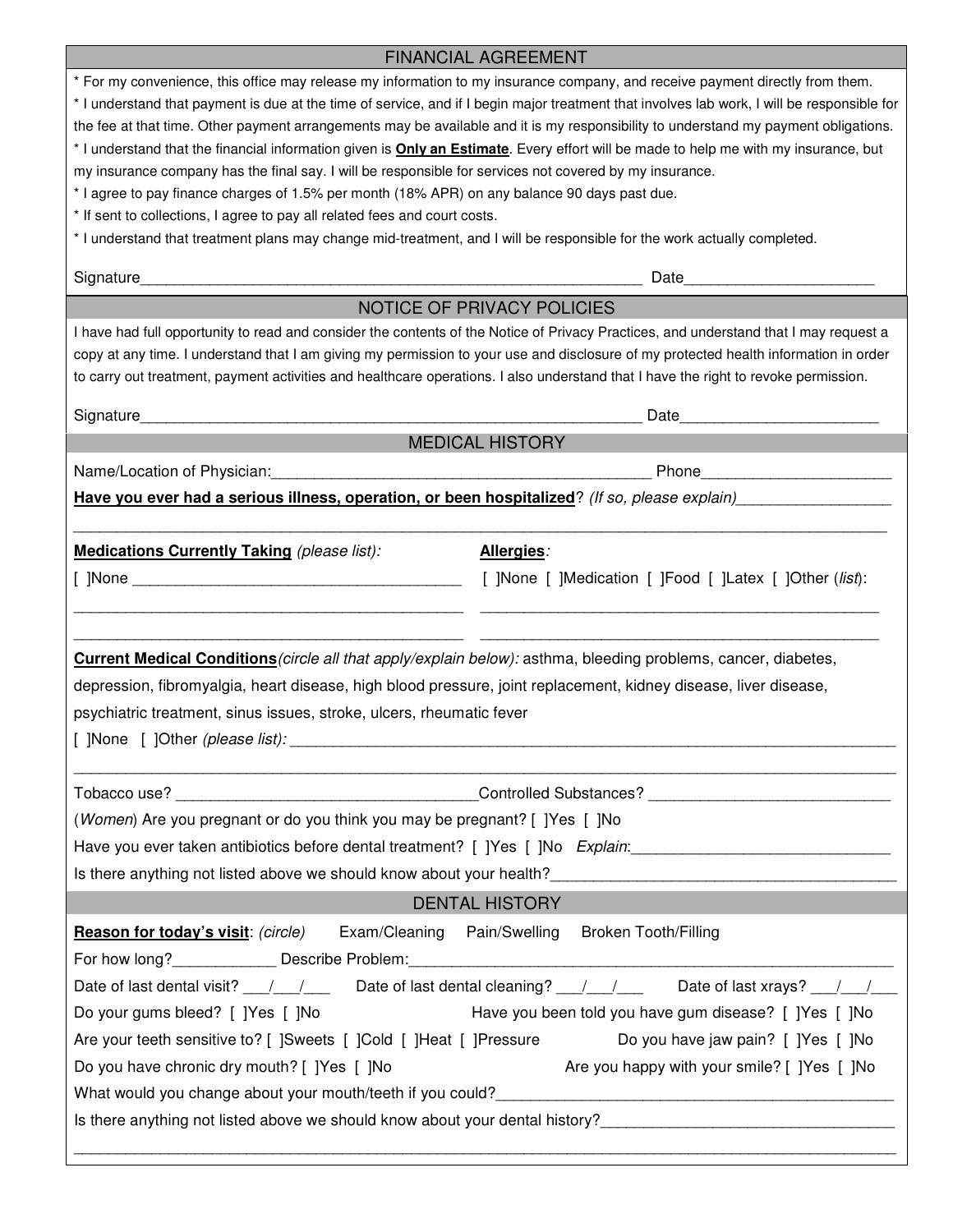## FINANCIAL AGREEMENT

* For my convenience, this office may release my information to my insurance company, and receive payment directly from them.
* I understand that payment is due at the time of service, and if I begin major treatment that involves lab work, I will be responsible for the fee at that time. Other payment arrangements may be available and it is my responsibility to understand my payment obligations.
* I understand that the financial information given is **Only an Estimate**. Every effort will be made to help me with my insurance, but my insurance company has the final say. I will be responsible for services not covered by my insurance.
* I agree to pay finance charges of 1.5% per month (18% APR) on any balance 90 days past due.
* If sent to collections, I agree to pay all related fees and court costs.
* I understand that treatment plans may change mid-treatment, and I will be responsible for the work actually completed.

Signature_____________________________________________________________ Date______________________

## NOTICE OF PRIVACY POLICIES

I have had full opportunity to read and consider the contents of the Notice of Privacy Practices, and understand that I may request a copy at any time. I understand that I am giving my permission to your use and disclosure of my protected health information in order to carry out treatment, payment activities and healthcare operations. I also understand that I have the right to revoke permission.

Signature_____________________________________________________________ Date_______________________

## MEDICAL HISTORY

Name/Location of Physician:_____________________________________________ Phone______________________

**Have you ever had a serious illness, operation, or been hospitalized**? *(If so, please explain)*__________________

_____________________________________________________________________________________________

**Medications Currently Taking** *(please list)*:

[ ]None _______________________________________

_______________________________________________

_______________________________________________

**Allergies**:

[ ]None [ ]Medication [ ]Food [ ]Latex [ ]Other (*list*):

_______________________________________________

_______________________________________________

**Current Medical Conditions***(circle all that apply/explain below)*: asthma, bleeding problems, cancer, diabetes, depression, fibromyalgia, heart disease, high blood pressure, joint replacement, kidney disease, liver disease, psychiatric treatment, sinus issues, stroke, ulcers, rheumatic fever

[ ]None [ ]Other *(please list)*: __________________________________________________________________________

_____________________________________________________________________________________________

Tobacco use? ___________________________________Controlled Substances? ____________________________

(*Women*) Are you pregnant or do you think you may be pregnant? [ ]Yes [ ]No

Have you ever taken antibiotics before dental treatment? [ ]Yes [ ]No *Explain*:______________________________

Is there anything not listed above we should know about your health?_________________________________________

## DENTAL HISTORY

**Reason for today's visit**: *(circle)* Exam/Cleaning Pain/Swelling Broken Tooth/Filling

For how long?____________ Describe Problem:____________________________________________________________

Date of last dental visit? ___/___/___ Date of last dental cleaning? ___/___/___ Date of last xrays? ___/___/___

Do your gums bleed? [ ]Yes [ ]No Have you been told you have gum disease? [ ]Yes [ ]No

Are your teeth sensitive to? [ ]Sweets [ ]Cold [ ]Heat [ ]Pressure Do you have jaw pain? [ ]Yes [ ]No

Do you have chronic dry mouth? [ ]Yes [ ]No Are you happy with your smile? [ ]Yes [ ]No

What would you change about your mouth/teeth if you could?_______________________________________________

Is there anything not listed above we should know about your dental history?___________________________________

_____________________________________________________________________________________________